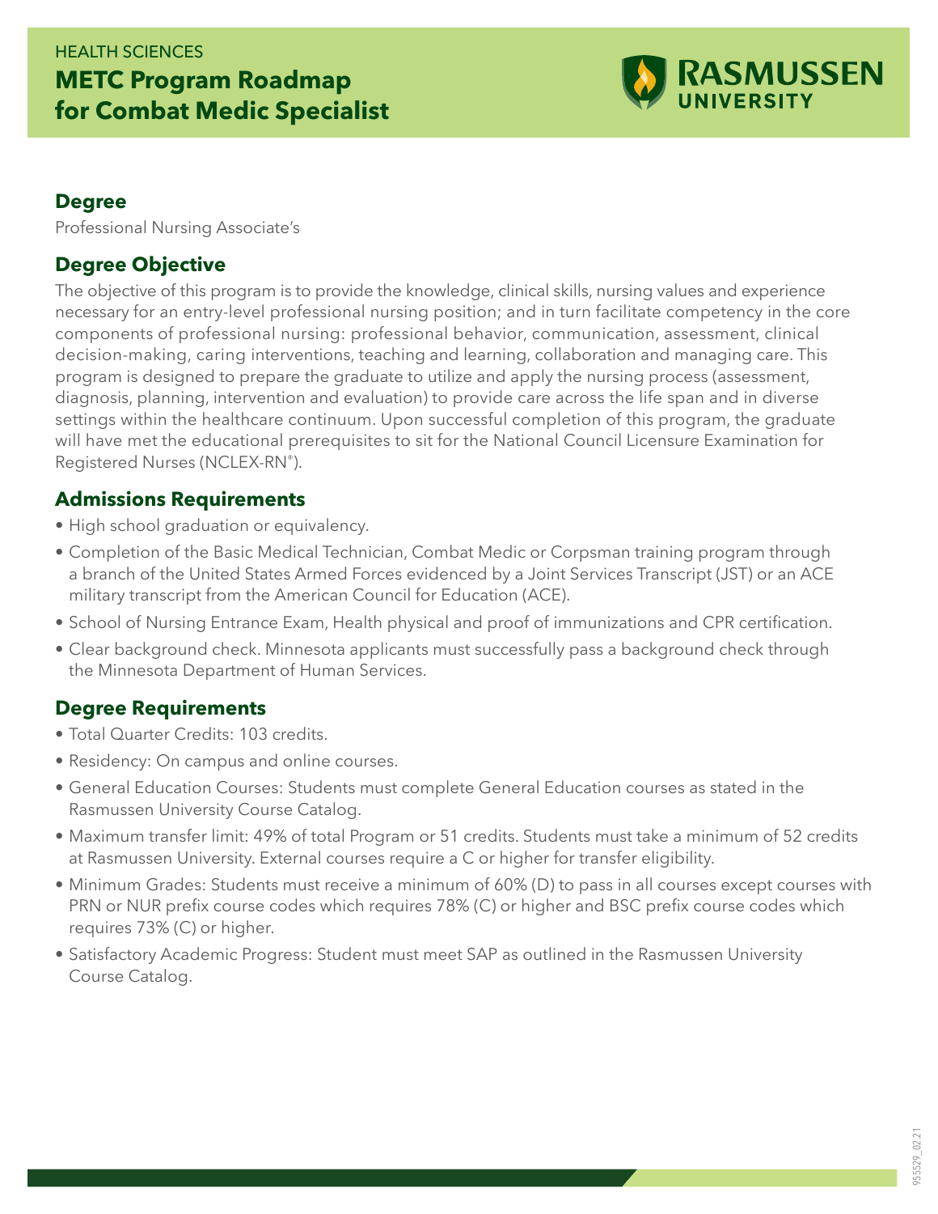HEALTH SCIENCES

# METC Program Roadmap for Combat Medic Specialist

RASMUSSEN UNIVERSITY

## Degree

Professional Nursing Associate's

## Degree Objective

The objective of this program is to provide the knowledge, clinical skills, nursing values and experience necessary for an entry-level professional nursing position; and in turn facilitate competency in the core components of professional nursing: professional behavior, communication, assessment, clinical decision-making, caring interventions, teaching and learning, collaboration and managing care. This program is designed to prepare the graduate to utilize and apply the nursing process (assessment, diagnosis, planning, intervention and evaluation) to provide care across the life span and in diverse settings within the healthcare continuum. Upon successful completion of this program, the graduate will have met the educational prerequisites to sit for the National Council Licensure Examination for Registered Nurses (NCLEX-RN®).

## Admissions Requirements

- High school graduation or equivalency.
- Completion of the Basic Medical Technician, Combat Medic or Corpsman training program through a branch of the United States Armed Forces evidenced by a Joint Services Transcript (JST) or an ACE military transcript from the American Council for Education (ACE).
- School of Nursing Entrance Exam, Health physical and proof of immunizations and CPR certification.
- Clear background check. Minnesota applicants must successfully pass a background check through the Minnesota Department of Human Services.

## Degree Requirements

- Total Quarter Credits: 103 credits.
- Residency: On campus and online courses.
- General Education Courses: Students must complete General Education courses as stated in the Rasmussen University Course Catalog.
- Maximum transfer limit: 49% of total Program or 51 credits. Students must take a minimum of 52 credits at Rasmussen University. External courses require a C or higher for transfer eligibility.
- Minimum Grades: Students must receive a minimum of 60% (D) to pass in all courses except courses with PRN or NUR prefix course codes which requires 78% (C) or higher and BSC prefix course codes which requires 73% (C) or higher.
- Satisfactory Academic Progress: Student must meet SAP as outlined in the Rasmussen University Course Catalog.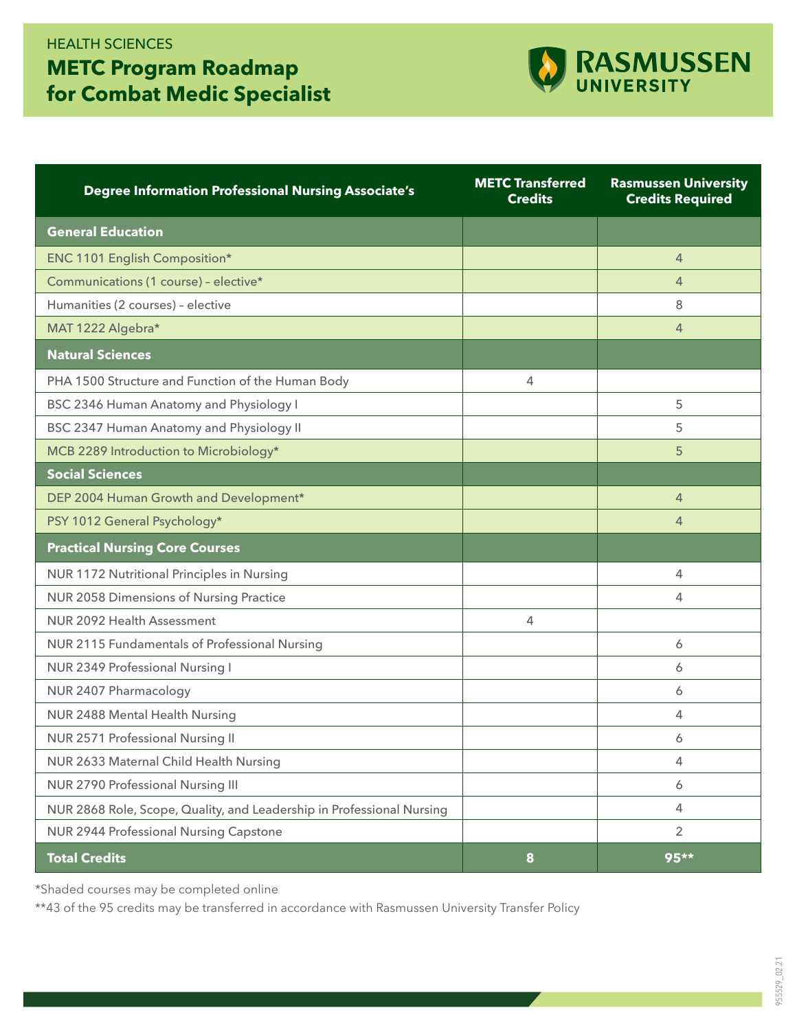HEALTH SCIENCES

# METC Program Roadmap for Combat Medic Specialist

RASMUSSEN UNIVERSITY

| Degree Information Professional Nursing Associate's | METC Transferred Credits | Rasmussen University Credits Required |
|---|---|---|
| **General Education** | | |
| ENC 1101 English Composition* | | 4 |
| Communications (1 course) – elective* | | 4 |
| Humanities (2 courses) – elective | | 8 |
| MAT 1222 Algebra* | | 4 |
| **Natural Sciences** | | |
| PHA 1500 Structure and Function of the Human Body | 4 | |
| BSC 2346 Human Anatomy and Physiology I | | 5 |
| BSC 2347 Human Anatomy and Physiology II | | 5 |
| MCB 2289 Introduction to Microbiology* | | 5 |
| **Social Sciences** | | |
| DEP 2004 Human Growth and Development* | | 4 |
| PSY 1012 General Psychology* | | 4 |
| **Practical Nursing Core Courses** | | |
| NUR 1172 Nutritional Principles in Nursing | | 4 |
| NUR 2058 Dimensions of Nursing Practice | | 4 |
| NUR 2092 Health Assessment | 4 | |
| NUR 2115 Fundamentals of Professional Nursing | | 6 |
| NUR 2349 Professional Nursing I | | 6 |
| NUR 2407 Pharmacology | | 6 |
| NUR 2488 Mental Health Nursing | | 4 |
| NUR 2571 Professional Nursing II | | 6 |
| NUR 2633 Maternal Child Health Nursing | | 4 |
| NUR 2790 Professional Nursing III | | 6 |
| NUR 2868 Role, Scope, Quality, and Leadership in Professional Nursing | | 4 |
| NUR 2944 Professional Nursing Capstone | | 2 |
| **Total Credits** | **8** | **95**** |

*Shaded courses may be completed online

**43 of the 95 credits may be transferred in accordance with Rasmussen University Transfer Policy